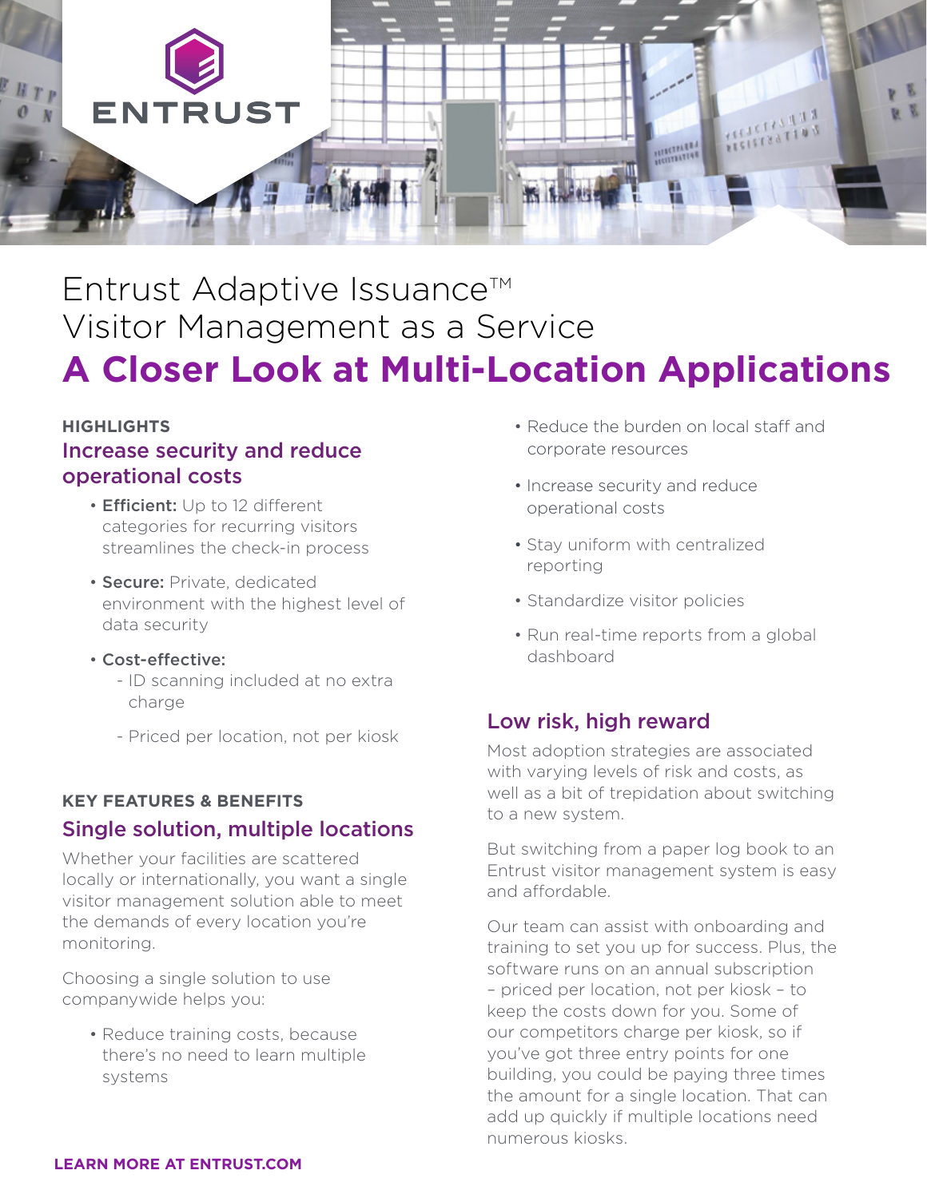ENTRUST

# Entrust Adaptive Issuance™ Visitor Management as a Service

# A Closer Look at Multi-Location Applications

**HIGHLIGHTS**

## Increase security and reduce operational costs

- **Efficient:** Up to 12 different categories for recurring visitors streamlines the check-in process
- **Secure:** Private, dedicated environment with the highest level of data security
- **Cost-effective:**
  - ID scanning included at no extra charge
  - Priced per location, not per kiosk

**KEY FEATURES & BENEFITS**

## Single solution, multiple locations

Whether your facilities are scattered locally or internationally, you want a single visitor management solution able to meet the demands of every location you're monitoring.

Choosing a single solution to use companywide helps you:

- Reduce training costs, because there's no need to learn multiple systems
- Reduce the burden on local staff and corporate resources
- Increase security and reduce operational costs
- Stay uniform with centralized reporting
- Standardize visitor policies
- Run real-time reports from a global dashboard

## Low risk, high reward

Most adoption strategies are associated with varying levels of risk and costs, as well as a bit of trepidation about switching to a new system.

But switching from a paper log book to an Entrust visitor management system is easy and affordable.

Our team can assist with onboarding and training to set you up for success. Plus, the software runs on an annual subscription – priced per location, not per kiosk – to keep the costs down for you. Some of our competitors charge per kiosk, so if you've got three entry points for one building, you could be paying three times the amount for a single location. That can add up quickly if multiple locations need numerous kiosks.

**LEARN MORE AT ENTRUST.COM**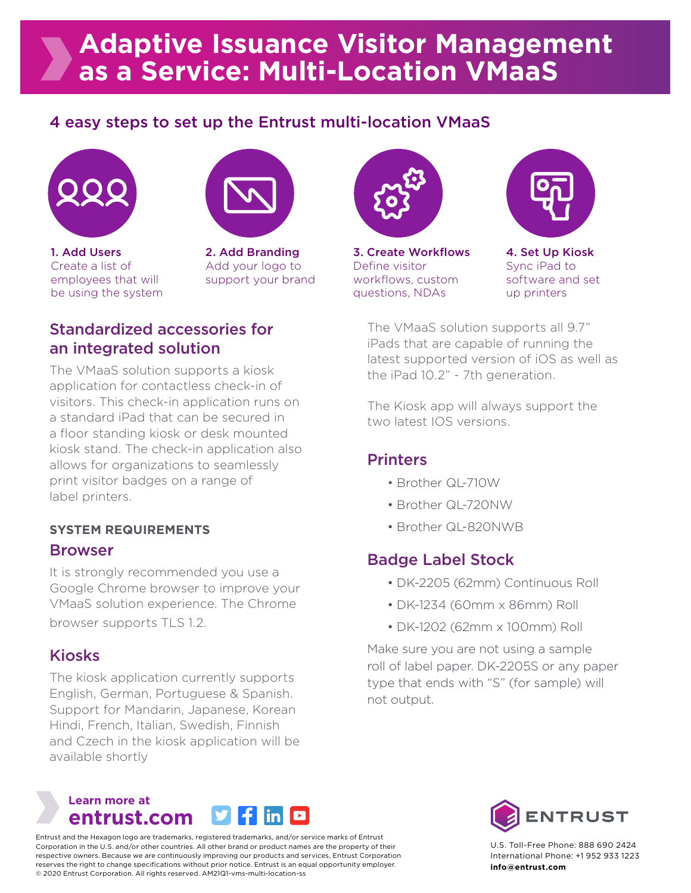# Adaptive Issuance Visitor Management as a Service: Multi-Location VMaaS

## 4 easy steps to set up the Entrust multi-location VMaaS

**1. Add Users**
Create a list of employees that will be using the system

**2. Add Branding**
Add your logo to support your brand

**3. Create Workflows**
Define visitor workflows, custom questions, NDAs

**4. Set Up Kiosk**
Sync iPad to software and set up printers

## Standardized accessories for an integrated solution

The VMaaS solution supports a kiosk application for contactless check-in of visitors. This check-in application runs on a standard iPad that can be secured in a floor standing kiosk or desk mounted kiosk stand. The check-in application also allows for organizations to seamlessly print visitor badges on a range of label printers.

#### SYSTEM REQUIREMENTS

### Browser

It is strongly recommended you use a Google Chrome browser to improve your VMaaS solution experience. The Chrome browser supports TLS 1.2.

### Kiosks

The kiosk application currently supports English, German, Portuguese & Spanish. Support for Mandarin, Japanese, Korean Hindi, French, Italian, Swedish, Finnish and Czech in the kiosk application will be available shortly

The VMaaS solution supports all 9.7" iPads that are capable of running the latest supported version of iOS as well as the iPad 10.2" - 7th generation.

The Kiosk app will always support the two latest IOS versions.

### Printers

- Brother QL-710W
- Brother QL-720NW
- Brother QL-820NWB

### Badge Label Stock

- DK-2205 (62mm) Continuous Roll
- DK-1234 (60mm x 86mm) Roll
- DK-1202 (62mm x 100mm) Roll

Make sure you are not using a sample roll of label paper. DK-2205S or any paper type that ends with "S" (for sample) will not output.

**Learn more at**
**entrust.com**

Entrust and the Hexagon logo are trademarks, registered trademarks, and/or service marks of Entrust Corporation in the U.S. and/or other countries. All other brand or product names are the property of their respective owners. Because we are continuously improving our products and services, Entrust Corporation reserves the right to change specifications without prior notice. Entrust is an equal opportunity employer. © 2020 Entrust Corporation. All rights reserved. AM21Q1-vms-multi-location-ss

ENTRUST

U.S. Toll-Free Phone: 888 690 2424
International Phone: +1 952 933 1223
**info@entrust.com**